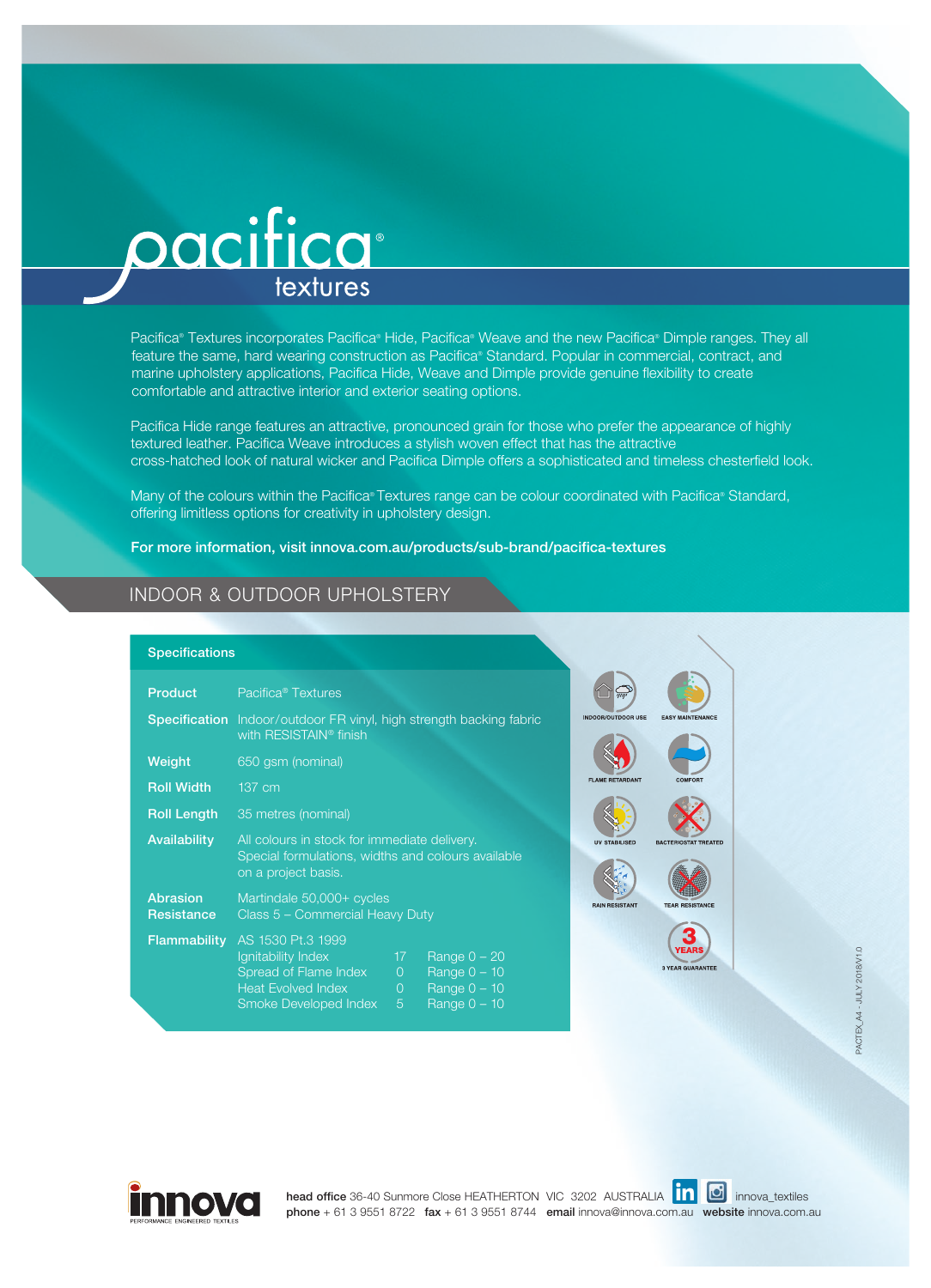# pacifica® textures

Pacifica® Textures incorporates Pacifica® Hide, Pacifica® Weave and the new Pacifica® Dimple ranges. They all feature the same, hard wearing construction as Pacifica® Standard. Popular in commercial, contract, and marine upholstery applications, Pacifica Hide, Weave and Dimple provide genuine flexibility to create comfortable and attractive interior and exterior seating options.

Pacifica Hide range features an attractive, pronounced grain for those who prefer the appearance of highly textured leather. Pacifica Weave introduces a stylish woven effect that has the attractive cross-hatched look of natural wicker and Pacifica Dimple offers a sophisticated and timeless chesterfield look.

Many of the colours within the Pacifica® Textures range can be colour coordinated with Pacifica® Standard, offering limitless options for creativity in upholstery design.

**For more information, visit innova.com.au/products/sub-brand/pacifica-textures**

## INDOOR & OUTDOOR UPHOLSTERY

### Specifications

| | |
|---|---|
| **Product** | Pacifica® Textures |
| **Specification** | Indoor/outdoor FR vinyl, high strength backing fabric with RESISTAIN® finish |
| **Weight** | 650 gsm (nominal) |
| **Roll Width** | 137 cm |
| **Roll Length** | 35 metres (nominal) |
| **Availability** | All colours in stock for immediate delivery. Special formulations, widths and colours available on a project basis. |
| **Abrasion Resistance** | Martindale 50,000+ cycles<br>Class 5 – Commercial Heavy Duty |
| **Flammability** | AS 1530 Pt.3 1999 |

| Flammability | Index | Range |
|---|---|---|
| Ignitability Index | 17 | Range 0 – 20 |
| Spread of Flame Index | 0 | Range 0 – 10 |
| Heat Evolved Index | 0 | Range 0 – 10 |
| Smoke Developed Index | 5 | Range 0 – 10 |

INDOOR/OUTDOOR USE · EASY MAINTENANCE · FLAME RETARDANT · COMFORT · UV STABILISED · BACTERIOSTAT TREATED · RAIN RESISTANT · TEAR RESISTANCE · 3 YEARS 3 YEAR GUARANTEE

PACTEX_A4 - JULY 2018/V1.0

innova PERFORMANCE ENGINEERED TEXTILES

**head office** 36-40 Sunmore Close HEATHERTON VIC 3202 AUSTRALIA innova_textiles
**phone** + 61 3 9551 8722 **fax** + 61 3 9551 8744 **email** innova@innova.com.au **website** innova.com.au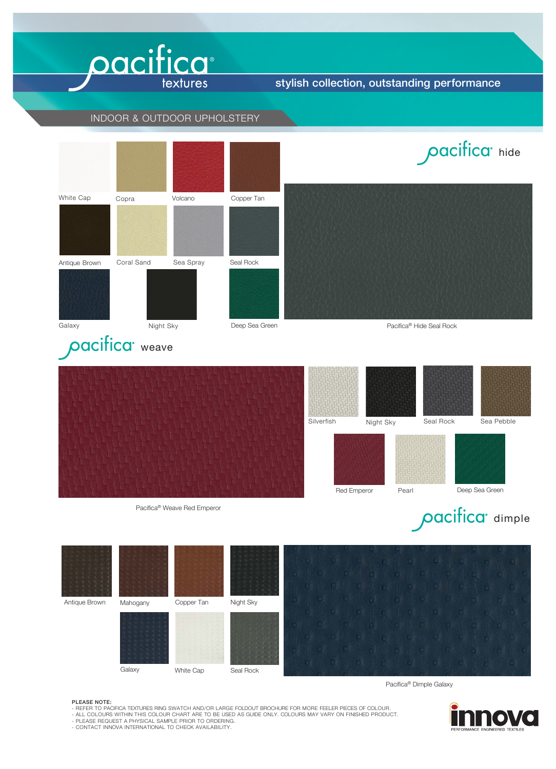# pacifica® textures

stylish collection, outstanding performance

INDOOR & OUTDOOR UPHOLSTERY

## pacifica® hide

White Cap
Copra
Volcano
Copper Tan
Antique Brown
Coral Sand
Sea Spray
Seal Rock
Galaxy
Night Sky
Deep Sea Green

Pacifica® Hide Seal Rock

## pacifica® weave

Silverfish
Night Sky
Seal Rock
Sea Pebble
Red Emperor
Pearl
Deep Sea Green

Pacifica® Weave Red Emperor

## pacifica® dimple

Antique Brown
Mahogany
Copper Tan
Night Sky
Galaxy
White Cap
Seal Rock

Pacifica® Dimple Galaxy

**PLEASE NOTE:**

- REFER TO PACIFICA TEXTURES RING SWATCH AND/OR LARGE FOLDOUT BROCHURE FOR MORE FEELER PIECES OF COLOUR.
- ALL COLOURS WITHIN THIS COLOUR CHART ARE TO BE USED AS GUIDE ONLY. COLOURS MAY VARY ON FINISHED PRODUCT.
- PLEASE REQUEST A PHYSICAL SAMPLE PRIOR TO ORDERING.
- CONTACT INNOVA INTERNATIONAL TO CHECK AVAILABILITY.

innova
PERFORMANCE ENGINEERED TEXTILES